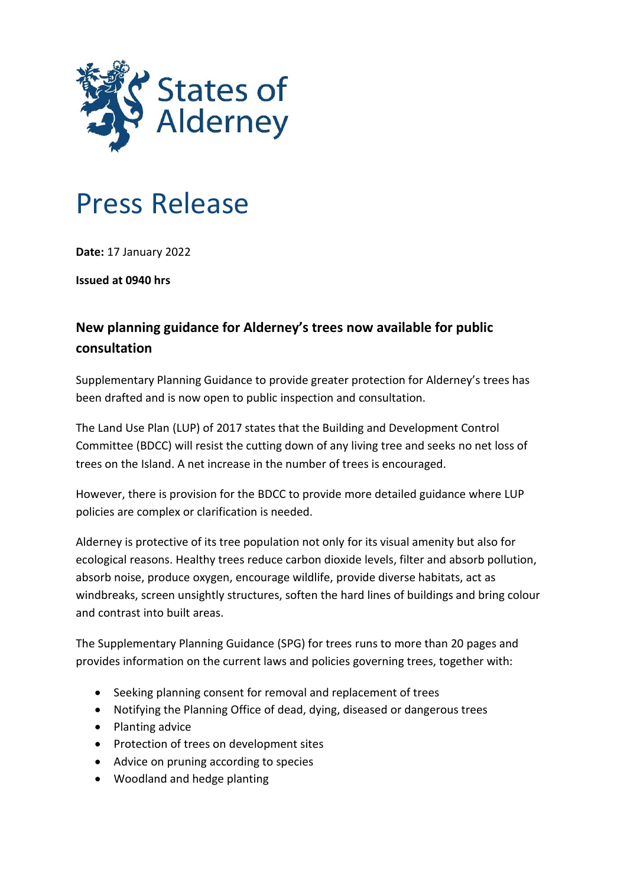States of Alderney

# Press Release

**Date:** 17 January 2022

**Issued at 0940 hrs**

## New planning guidance for Alderney's trees now available for public consultation

Supplementary Planning Guidance to provide greater protection for Alderney's trees has been drafted and is now open to public inspection and consultation.

The Land Use Plan (LUP) of 2017 states that the Building and Development Control Committee (BDCC) will resist the cutting down of any living tree and seeks no net loss of trees on the Island. A net increase in the number of trees is encouraged.

However, there is provision for the BDCC to provide more detailed guidance where LUP policies are complex or clarification is needed.

Alderney is protective of its tree population not only for its visual amenity but also for ecological reasons. Healthy trees reduce carbon dioxide levels, filter and absorb pollution, absorb noise, produce oxygen, encourage wildlife, provide diverse habitats, act as windbreaks, screen unsightly structures, soften the hard lines of buildings and bring colour and contrast into built areas.

The Supplementary Planning Guidance (SPG) for trees runs to more than 20 pages and provides information on the current laws and policies governing trees, together with:

- Seeking planning consent for removal and replacement of trees
- Notifying the Planning Office of dead, dying, diseased or dangerous trees
- Planting advice
- Protection of trees on development sites
- Advice on pruning according to species
- Woodland and hedge planting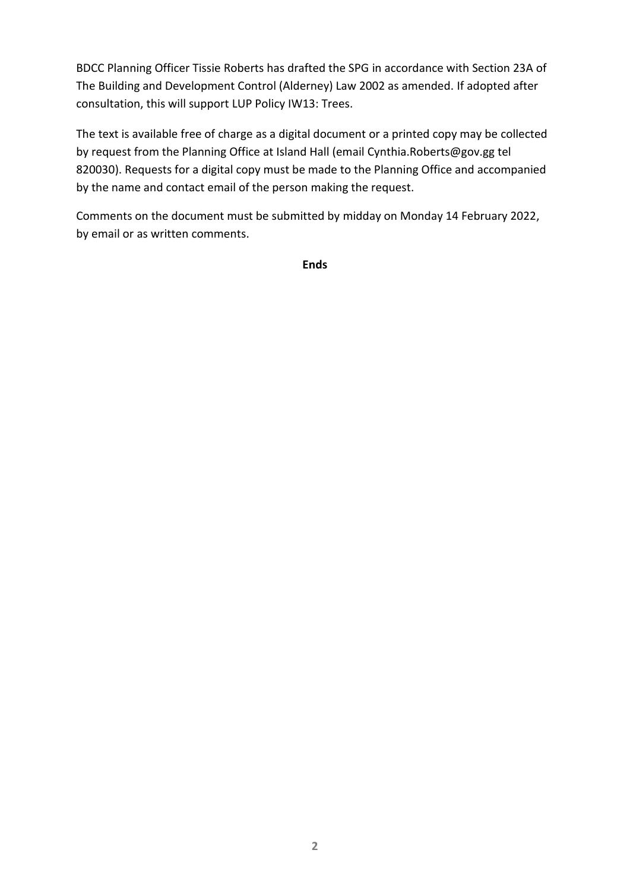BDCC Planning Officer Tissie Roberts has drafted the SPG in accordance with Section 23A of The Building and Development Control (Alderney) Law 2002 as amended. If adopted after consultation, this will support LUP Policy IW13: Trees.

The text is available free of charge as a digital document or a printed copy may be collected by request from the Planning Office at Island Hall (email Cynthia.Roberts@gov.gg tel 820030). Requests for a digital copy must be made to the Planning Office and accompanied by the name and contact email of the person making the request.

Comments on the document must be submitted by midday on Monday 14 February 2022, by email or as written comments.

**Ends**